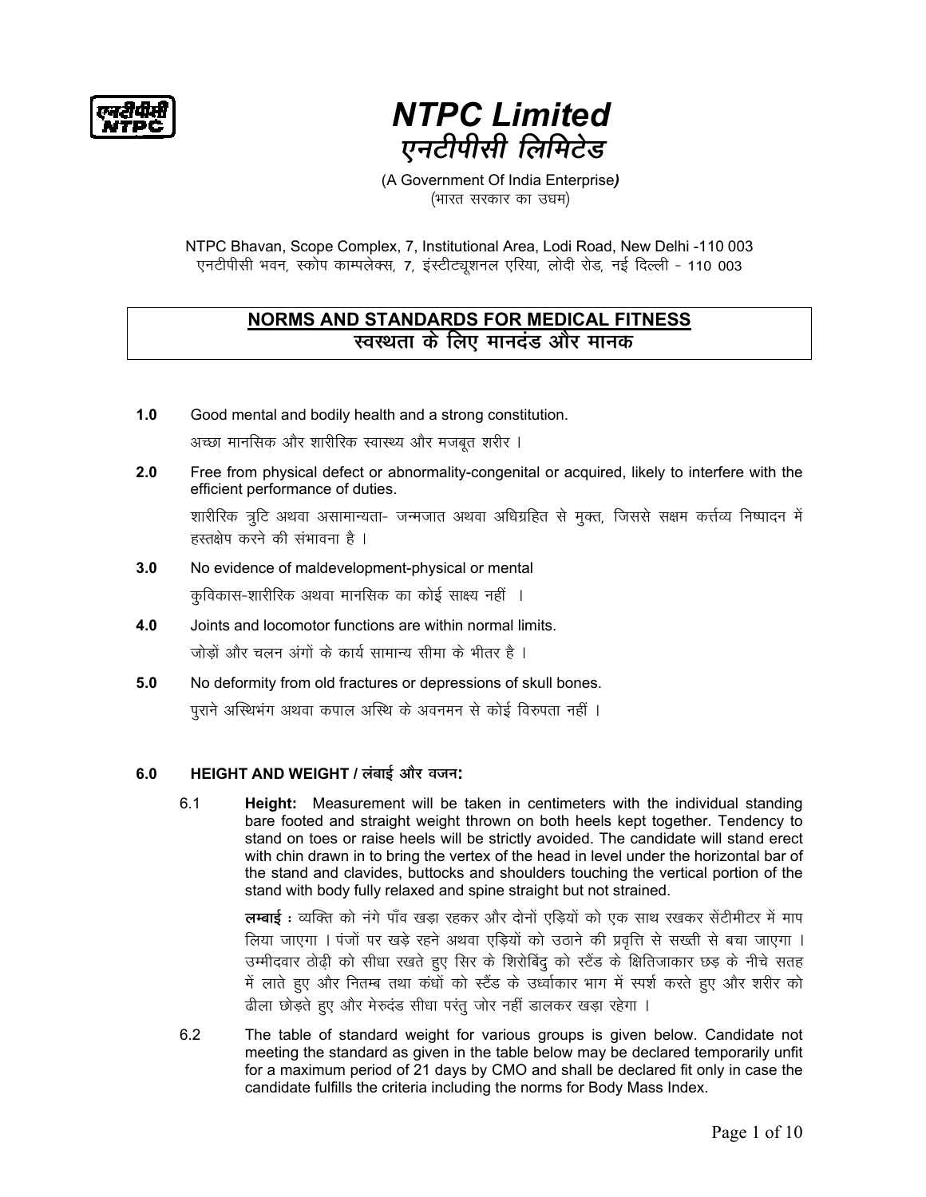# NTPC Limited
# एनटीपीसी लिमिटेड

(A Government Of India Enterprise*)*
(भारत सरकार का उधम)

NTPC Bhavan, Scope Complex, 7, Institutional Area, Lodi Road, New Delhi -110 003
एनटीपीसी भवन, स्कोप काम्पलेक्स, 7, इंस्टीट्यूशनल एरिया, लोदी रोड, नई दिल्ली - 110 003

## NORMS AND STANDARDS FOR MEDICAL FITNESS
## स्वस्थता के लिए मानदंड और मानक

**1.0** Good mental and bodily health and a strong constitution.
अच्छा मानसिक और शारीरिक स्वास्थ्य और मजबूत शरीर ।

**2.0** Free from physical defect or abnormality-congenital or acquired, likely to interfere with the efficient performance of duties.
शारीरिक त्रुटि अथवा असामान्यता- जन्मजात अथवा अधिग्रहित से मुक्त, जिससे सक्षम कर्त्तव्य निष्पादन में हस्तक्षेप करने की संभावना है ।

**3.0** No evidence of maldevelopment-physical or mental
कुविकास-शारीरिक अथवा मानसिक का कोई साक्ष्य नहीं ।

**4.0** Joints and locomotor functions are within normal limits.
जोड़ों और चलन अंगों के कार्य सामान्य सीमा के भीतर है ।

**5.0** No deformity from old fractures or depressions of skull bones.
पुराने अस्थिभंग अथवा कपाल अस्थि के अवनमन से कोई विरुपता नहीं ।

**6.0 HEIGHT AND WEIGHT / लंबाई और वजन:**

6.1 **Height:** Measurement will be taken in centimeters with the individual standing bare footed and straight weight thrown on both heels kept together. Tendency to stand on toes or raise heels will be strictly avoided. The candidate will stand erect with chin drawn in to bring the vertex of the head in level under the horizontal bar of the stand and clavides, buttocks and shoulders touching the vertical portion of the stand with body fully relaxed and spine straight but not strained.

**लम्बाई :** व्यक्ति को नंगे पाँव खड़ा रहकर और दोनों एड़ियों को एक साथ रखकर सेंटीमीटर में माप लिया जाएगा । पंजों पर खड़े रहने अथवा एड़ियों को उठाने की प्रवृत्ति से सख्ती से बचा जाएगा । उम्मीदवार ठोढ़ी को सीधा रखते हुए सिर के शिरोबिंदु को स्टैंड के क्षितिजाकार छड़ के नीचे सतह में लाते हुए और नितम्ब तथा कंधों को स्टैंड के उर्ध्वाकार भाग में स्पर्श करते हुए और शरीर को ढीला छोड़ते हुए और मेरुदंड सीधा परंतु जोर नहीं डालकर खड़ा रहेगा ।

6.2 The table of standard weight for various groups is given below. Candidate not meeting the standard as given in the table below may be declared temporarily unfit for a maximum period of 21 days by CMO and shall be declared fit only in case the candidate fulfills the criteria including the norms for Body Mass Index.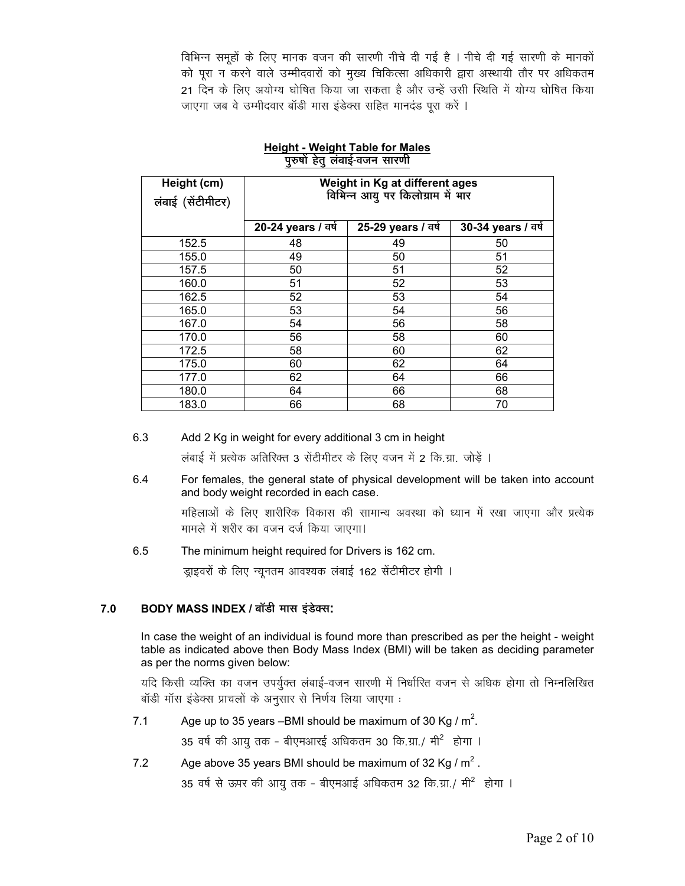विभिन्न समूहों के लिए मानक वजन की सारणी नीचे दी गई है । नीचे दी गई सारणी के मानकों को पूरा न करने वाले उम्मीदवारों को मुख्य चिकित्सा अधिकारी द्वारा अस्थायी तौर पर अधिकतम 21 दिन के लिए अयोग्य घोषित किया जा सकता है और उन्हें उसी स्थिति में योग्य घोषित किया जाएगा जब वे उम्मीदवार बॉडी मास इंडेक्स सहित मानदंड पूरा करें ।

**Height - Weight Table for Males**
**पुरुषों हेतु लंबाई-वजन सारणी**

| Height (cm) लंबाई (सेंटीमीटर) | Weight in Kg at different ages विभिन्न आयु पर किलोग्राम में भार | | |
|---|---|---|---|
| | 20-24 years / वर्ष | 25-29 years / वर्ष | 30-34 years / वर्ष |
| 152.5 | 48 | 49 | 50 |
| 155.0 | 49 | 50 | 51 |
| 157.5 | 50 | 51 | 52 |
| 160.0 | 51 | 52 | 53 |
| 162.5 | 52 | 53 | 54 |
| 165.0 | 53 | 54 | 56 |
| 167.0 | 54 | 56 | 58 |
| 170.0 | 56 | 58 | 60 |
| 172.5 | 58 | 60 | 62 |
| 175.0 | 60 | 62 | 64 |
| 177.0 | 62 | 64 | 66 |
| 180.0 | 64 | 66 | 68 |
| 183.0 | 66 | 68 | 70 |

6.3 Add 2 Kg in weight for every additional 3 cm in height

लंबाई में प्रत्येक अतिरिक्त 3 सेंटीमीटर के लिए वजन में 2 कि.ग्रा. जोड़ें ।

6.4 For females, the general state of physical development will be taken into account and body weight recorded in each case.

महिलाओं के लिए शारीरिक विकास की सामान्य अवस्था को ध्यान में रखा जाएगा और प्रत्येक मामले में शरीर का वजन दर्ज किया जाएगा।

6.5 The minimum height required for Drivers is 162 cm.

ड्राइवरों के लिए न्यूनतम आवश्यक लंबाई 162 सेंटीमीटर होगी ।

## 7.0 BODY MASS INDEX / बॉडी मास इंडेक्स:

In case the weight of an individual is found more than prescribed as per the height - weight table as indicated above then Body Mass Index (BMI) will be taken as deciding parameter as per the norms given below:

यदि किसी व्यक्ति का वजन उपर्युक्त लंबाई-वजन सारणी में निर्धारित वजन से अधिक होगा तो निम्नलिखित बॉडी मॉस इंडेक्स प्राचलों के अनुसार से निर्णय लिया जाएगा :

7.1 Age up to 35 years –BMI should be maximum of 30 Kg / $m^2$.

35 वर्ष की आयु तक - बीएमआरई अधिकतम 30 कि.ग्रा./ $मी^2$ होगा ।

7.2 Age above 35 years BMI should be maximum of 32 Kg / $m^2$ .

35 वर्ष से ऊपर की आयु तक - बीएमआई अधिकतम 32 कि.ग्रा./ $मी^2$ होगा ।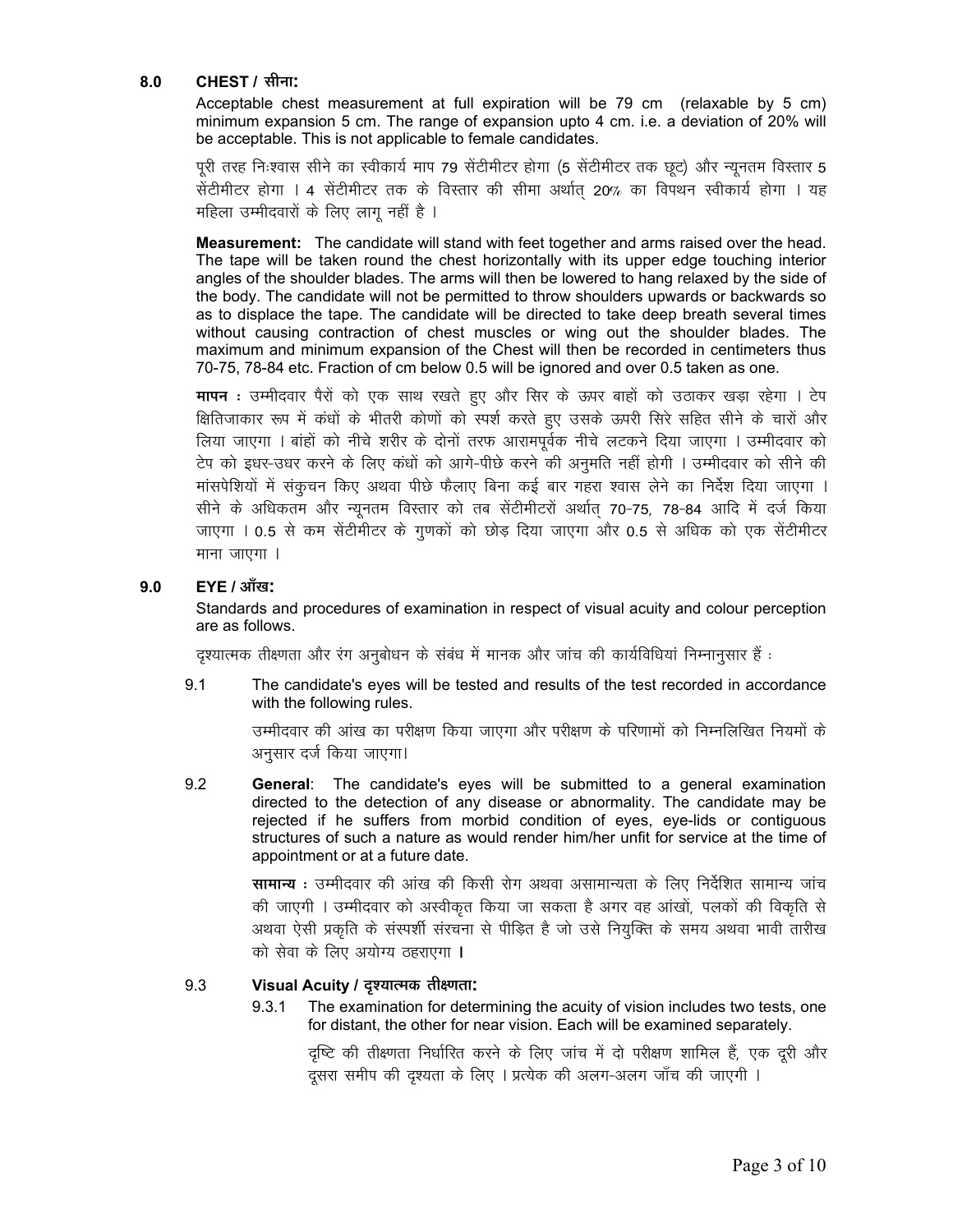## 8.0 CHEST / सीना:

Acceptable chest measurement at full expiration will be 79 cm (relaxable by 5 cm) minimum expansion 5 cm. The range of expansion upto 4 cm. i.e. a deviation of 20% will be acceptable. This is not applicable to female candidates.

पूरी तरह निःश्वास सीने का स्वीकार्य माप 79 सेंटीमीटर होगा (5 सेंटीमीटर तक छूट) और न्यूनतम विस्तार 5 सेंटीमीटर होगा । 4 सेंटीमीटर तक के विस्तार की सीमा अर्थात् 20% का विपथन स्वीकार्य होगा । यह महिला उम्मीदवारों के लिए लागू नहीं है ।

**Measurement:** The candidate will stand with feet together and arms raised over the head. The tape will be taken round the chest horizontally with its upper edge touching interior angles of the shoulder blades. The arms will then be lowered to hang relaxed by the side of the body. The candidate will not be permitted to throw shoulders upwards or backwards so as to displace the tape. The candidate will be directed to take deep breath several times without causing contraction of chest muscles or wing out the shoulder blades. The maximum and minimum expansion of the Chest will then be recorded in centimeters thus 70-75, 78-84 etc. Fraction of cm below 0.5 will be ignored and over 0.5 taken as one.

**मापन :** उम्मीदवार पैरों को एक साथ रखते हुए और सिर के ऊपर बाहों को उठाकर खड़ा रहेगा । टेप क्षितिजाकार रूप में कंधों के भीतरी कोणों को स्पर्श करते हुए उसके ऊपरी सिरे सहित सीने के चारों और लिया जाएगा । बांहों को नीचे शरीर के दोनों तरफ आरामपूर्वक नीचे लटकने दिया जाएगा । उम्मीदवार को टेप को इधर-उधर करने के लिए कंधों को आगे-पीछे करने की अनुमति नहीं होगी । उम्मीदवार को सीने की मांसपेशियों में संकुचन किए अथवा पीछे फैलाए बिना कई बार गहरा श्वास लेने का निर्देश दिया जाएगा । सीने के अधिकतम और न्यूनतम विस्तार को तब सेंटीमीटरों अर्थात् 70-75, 78-84 आदि में दर्ज किया जाएगा । 0.5 से कम सेंटीमीटर के गुणकों को छोड़ दिया जाएगा और 0.5 से अधिक को एक सेंटीमीटर माना जाएगा ।

## 9.0 EYE / आँख:

Standards and procedures of examination in respect of visual acuity and colour perception are as follows.

दृश्यात्मक तीक्ष्णता और रंग अनुबोधन के संबंध में मानक और जांच की कार्यविधियां निम्नानुसार हैं :

9.1 The candidate's eyes will be tested and results of the test recorded in accordance with the following rules.

उम्मीदवार की आंख का परीक्षण किया जाएगा और परीक्षण के परिणामों को निम्नलिखित नियमों के अनुसार दर्ज किया जाएगा।

9.2 **General**: The candidate's eyes will be submitted to a general examination directed to the detection of any disease or abnormality. The candidate may be rejected if he suffers from morbid condition of eyes, eye-lids or contiguous structures of such a nature as would render him/her unfit for service at the time of appointment or at a future date.

**सामान्य :** उम्मीदवार की आंख की किसी रोग अथवा असामान्यता के लिए निर्देशित सामान्य जांच की जाएगी । उम्मीदवार को अस्वीकृत किया जा सकता है अगर वह आंखों, पलकों की विकृति से अथवा ऐसी प्रकृति के संस्पर्शी संरचना से पीड़ित है जो उसे नियुक्ति के समय अथवा भावी तारीख को सेवा के लिए अयोग्य ठहराएगा **।**

### 9.3 Visual Acuity / दृश्यात्मक तीक्ष्णता:

9.3.1 The examination for determining the acuity of vision includes two tests, one for distant, the other for near vision. Each will be examined separately.

दृष्टि की तीक्ष्णता निर्धारित करने के लिए जांच में दो परीक्षण शामिल हैं, एक दूरी और दूसरा समीप की दृश्यता के लिए । प्रत्येक की अलग-अलग जाँच की जाएगी ।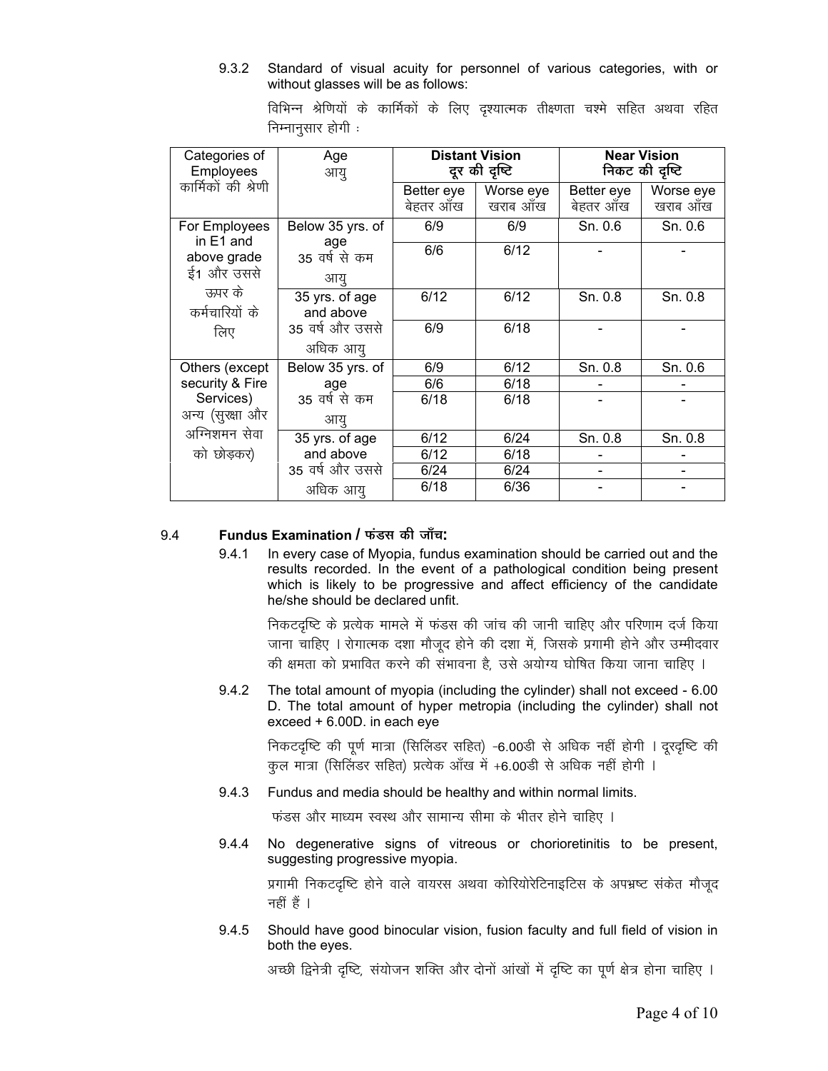9.3.2 Standard of visual acuity for personnel of various categories, with or without glasses will be as follows:

विभिन्न श्रेणियों के कार्मिकों के लिए दृश्यात्मक तीक्ष्णता चश्मे सहित अथवा रहित निम्नानुसार होगी :

| Categories of Employees कार्मिकों की श्रेणी | Age आयु | Distant Vision दूर की दृष्टि | | Near Vision निकट की दृष्टि | |
|---|---|---|---|---|---|
| | | Better eye बेहतर आँख | Worse eye खराब आँख | Better eye बेहतर आँख | Worse eye खराब आँख |
| For Employees in E1 and above grade ई1 और उससे ऊपर के कर्मचारियों के लिए | Below 35 yrs. of age 35 वर्ष से कम आयु | 6/9 | 6/9 | Sn. 0.6 | Sn. 0.6 |
| | | 6/6 | 6/12 | - | - |
| | 35 yrs. of age and above 35 वर्ष और उससे अधिक आयु | 6/12 | 6/12 | Sn. 0.8 | Sn. 0.8 |
| | | 6/9 | 6/18 | - | - |
| Others (except security & Fire Services) अन्य (सुरक्षा और अग्निशमन सेवा को छोड़कर) | Below 35 yrs. of age 35 वर्ष से कम आयु | 6/9 | 6/12 | Sn. 0.8 | Sn. 0.6 |
| | | 6/6 | 6/18 | - | - |
| | | 6/18 | 6/18 | - | - |
| | 35 yrs. of age and above 35 वर्ष और उससे अधिक आयु | 6/12 | 6/24 | Sn. 0.8 | Sn. 0.8 |
| | | 6/12 | 6/18 | - | - |
| | | 6/24 | 6/24 | - | - |
| | | 6/18 | 6/36 | - | - |

## 9.4 Fundus Examination / फंडस की जाँच:

9.4.1 In every case of Myopia, fundus examination should be carried out and the results recorded. In the event of a pathological condition being present which is likely to be progressive and affect efficiency of the candidate he/she should be declared unfit.

निकटदृष्टि के प्रत्येक मामले में फंडस की जांच की जानी चाहिए और परिणाम दर्ज किया जाना चाहिए । रोगात्मक दशा मौजूद होने की दशा में, जिसके प्रगामी होने और उम्मीदवार की क्षमता को प्रभावित करने की संभावना है, उसे अयोग्य घोषित किया जाना चाहिए ।

9.4.2 The total amount of myopia (including the cylinder) shall not exceed - 6.00 D. The total amount of hyper metropia (including the cylinder) shall not exceed + 6.00D. in each eye

निकटदृष्टि की पूर्ण मात्रा (सिलिंडर सहित) -6.00डी से अधिक नहीं होगी । दूरदृष्टि की कुल मात्रा (सिलिंडर सहित) प्रत्येक आँख में +6.00डी से अधिक नहीं होगी ।

9.4.3 Fundus and media should be healthy and within normal limits.

फंडस और माध्यम स्वस्थ और सामान्य सीमा के भीतर होने चाहिए ।

9.4.4 No degenerative signs of vitreous or chorioretinitis to be present, suggesting progressive myopia.

प्रगामी निकटदृष्टि होने वाले वायरस अथवा कोरियोरेटिनाइटिस के अपभ्रष्ट संकेत मौजूद नहीं हैं ।

9.4.5 Should have good binocular vision, fusion faculty and full field of vision in both the eyes.

अच्छी द्विनेत्री दृष्टि, संयोजन शक्ति और दोनों आंखों में दृष्टि का पूर्ण क्षेत्र होना चाहिए ।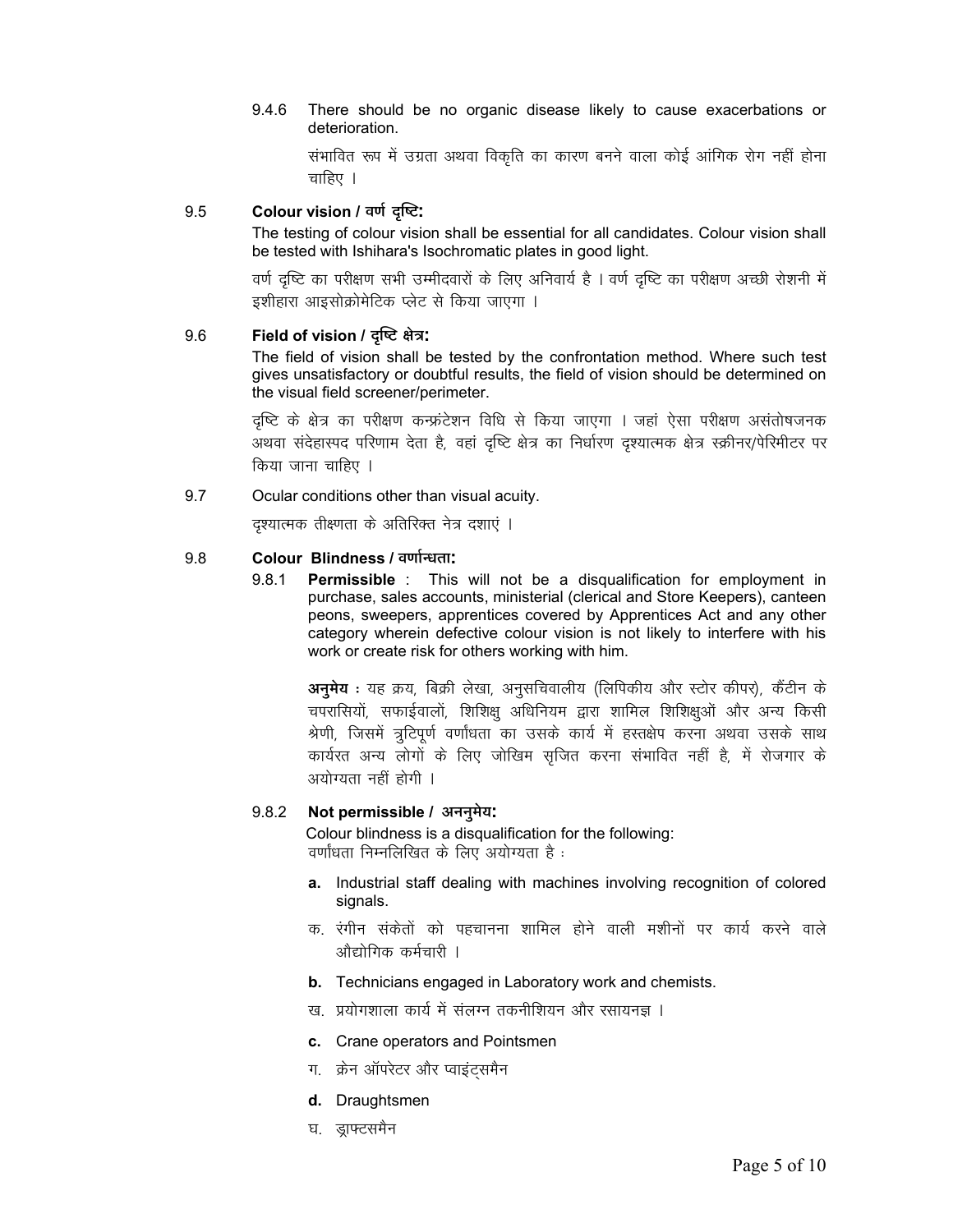9.4.6 There should be no organic disease likely to cause exacerbations or deterioration.

संभावित रूप में उग्रता अथवा विकृति का कारण बनने वाला कोई आंगिक रोग नहीं होना चाहिए ।

### 9.5 Colour vision / वर्ण दृष्टि:

The testing of colour vision shall be essential for all candidates. Colour vision shall be tested with Ishihara's Isochromatic plates in good light.

वर्ण दृष्टि का परीक्षण सभी उम्मीदवारों के लिए अनिवार्य है । वर्ण दृष्टि का परीक्षण अच्छी रोशनी में इशीहारा आइसोक्रोमेटिक प्लेट से किया जाएगा ।

### 9.6 Field of vision / दृष्टि क्षेत्र:

The field of vision shall be tested by the confrontation method. Where such test gives unsatisfactory or doubtful results, the field of vision should be determined on the visual field screener/perimeter.

दृष्टि के क्षेत्र का परीक्षण कन्फ्रंटेशन विधि से किया जाएगा । जहां ऐसा परीक्षण असंतोषजनक अथवा संदेहास्पद परिणाम देता है, वहां दृष्टि क्षेत्र का निर्धारण दृश्यात्मक क्षेत्र स्क्रीनर/पेरिमीटर पर किया जाना चाहिए ।

9.7 Ocular conditions other than visual acuity.

दृश्यात्मक तीक्ष्णता के अतिरिक्त नेत्र दशाएं ।

### 9.8 Colour Blindness / वर्णान्धता:

9.8.1 **Permissible** : This will not be a disqualification for employment in purchase, sales accounts, ministerial (clerical and Store Keepers), canteen peons, sweepers, apprentices covered by Apprentices Act and any other category wherein defective colour vision is not likely to interfere with his work or create risk for others working with him.

**अनुमेय :** यह क्रय, बिक्री लेखा, अनुसचिवालीय (लिपिकीय और स्टोर कीपर), कैंटीन के चपरासियों, सफाईवालों, शिशिक्षु अधिनियम द्वारा शामिल शिशिक्षुओं और अन्य किसी श्रेणी, जिसमें त्रुटिपूर्ण वर्णांधता का उसके कार्य में हस्तक्षेप करना अथवा उसके साथ कार्यरत अन्य लोगों के लिए जोखिम सृजित करना संभावित नहीं है, में रोजगार के अयोग्यता नहीं होगी ।

9.8.2 **Not permissible / अननुमेय:**

Colour blindness is a disqualification for the following:
वर्णांधता निम्नलिखित के लिए अयोग्यता है :

**a.** Industrial staff dealing with machines involving recognition of colored signals.

क. रंगीन संकेतों को पहचानना शामिल होने वाली मशीनों पर कार्य करने वाले औद्योगिक कर्मचारी ।

**b.** Technicians engaged in Laboratory work and chemists.

ख. प्रयोगशाला कार्य में संलग्न तकनीशियन और रसायनज्ञ ।

**c.** Crane operators and Pointsmen

ग. क्रेन ऑपरेटर और प्वाइंट्समैन

**d.** Draughtsmen

घ. ड्राफ्टसमैन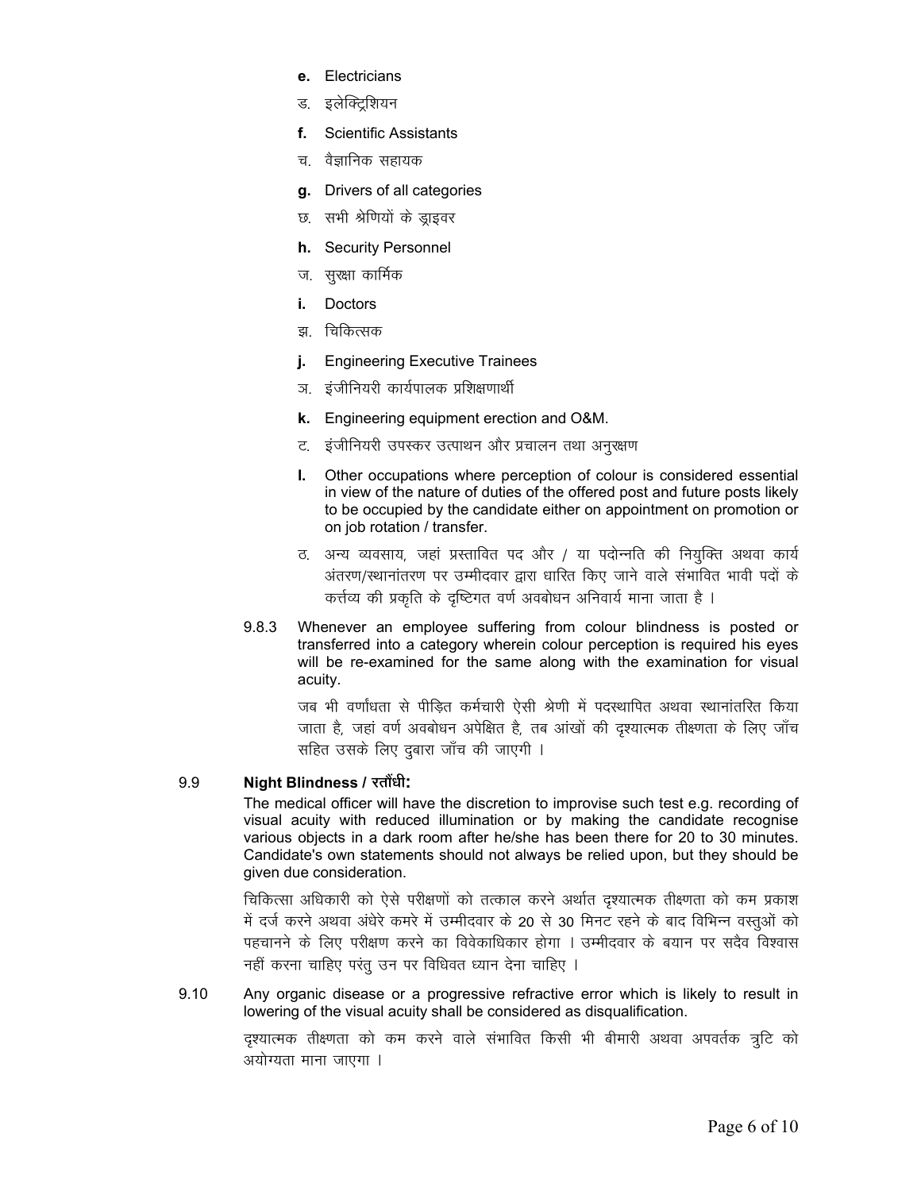**e.** Electricians

ड. इलेक्ट्रिशियन

**f.** Scientific Assistants

च. वैज्ञानिक सहायक

**g.** Drivers of all categories

छ. सभी श्रेणियों के ड्राइवर

**h.** Security Personnel

ज. सुरक्षा कार्मिक

**i.** Doctors

झ. चिकित्सक

**j.** Engineering Executive Trainees

ञ. इंजीनियरी कार्यपालक प्रशिक्षणार्थी

**k.** Engineering equipment erection and O&M.

ट. इंजीनियरी उपस्कर उत्पाथन और प्रचालन तथा अनुरक्षण

**l.** Other occupations where perception of colour is considered essential in view of the nature of duties of the offered post and future posts likely to be occupied by the candidate either on appointment on promotion or on job rotation / transfer.

ठ. अन्य व्यवसाय, जहां प्रस्तावित पद और / या पदोन्नति की नियुक्ति अथवा कार्य अंतरण/स्थानांतरण पर उम्मीदवार द्वारा धारित किए जाने वाले संभावित भावी पदों के कर्त्तव्य की प्रकृति के दृष्टिगत वर्ण अवबोधन अनिवार्य माना जाता है ।

9.8.3 Whenever an employee suffering from colour blindness is posted or transferred into a category wherein colour perception is required his eyes will be re-examined for the same along with the examination for visual acuity.

जब भी वर्णांधता से पीड़ित कर्मचारी ऐसी श्रेणी में पदस्थापित अथवा स्थानांतरित किया जाता है, जहां वर्ण अवबोधन अपेक्षित है, तब आंखों की दृश्यात्मक तीक्ष्णता के लिए जाँच सहित उसके लिए दुबारा जाँच की जाएगी ।

### 9.9 Night Blindness / रतौंधी:

The medical officer will have the discretion to improvise such test e.g. recording of visual acuity with reduced illumination or by making the candidate recognise various objects in a dark room after he/she has been there for 20 to 30 minutes. Candidate's own statements should not always be relied upon, but they should be given due consideration.

चिकित्सा अधिकारी को ऐसे परीक्षणों को तत्काल करने अर्थात दृश्यात्मक तीक्ष्णता को कम प्रकाश में दर्ज करने अथवा अंधेरे कमरे में उम्मीदवार के 20 से 30 मिनट रहने के बाद विभिन्न वस्तुओं को पहचानने के लिए परीक्षण करने का विवेकाधिकार होगा । उम्मीदवार के बयान पर सदैव विश्वास नहीं करना चाहिए परंतु उन पर विधिवत ध्यान देना चाहिए ।

9.10 Any organic disease or a progressive refractive error which is likely to result in lowering of the visual acuity shall be considered as disqualification.

दृश्यात्मक तीक्ष्णता को कम करने वाले संभावित किसी भी बीमारी अथवा अपवर्तक त्रुटि को अयोग्यता माना जाएगा ।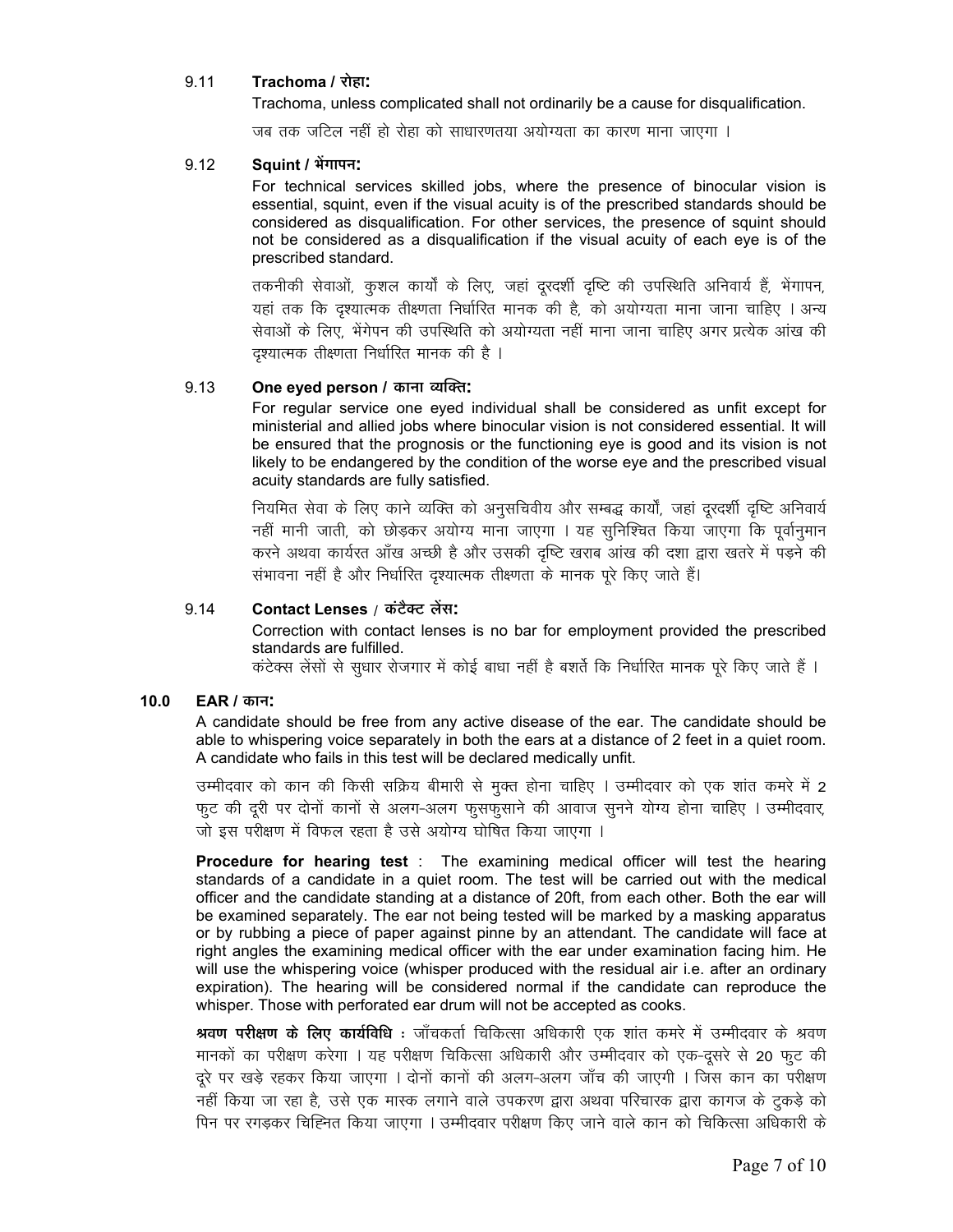### 9.11 **Trachoma / रोहा:**

Trachoma, unless complicated shall not ordinarily be a cause for disqualification.

जब तक जटिल नहीं हो रोहा को साधारणतया अयोग्यता का कारण माना जाएगा ।

### 9.12 **Squint / भेंगापन:**

For technical services skilled jobs, where the presence of binocular vision is essential, squint, even if the visual acuity is of the prescribed standards should be considered as disqualification. For other services, the presence of squint should not be considered as a disqualification if the visual acuity of each eye is of the prescribed standard.

तकनीकी सेवाओं, कुशल कार्यों के लिए, जहां दूरदर्शी दृष्टि की उपस्थिति अनिवार्य हैं, भेंगापन, यहां तक कि दृश्यात्मक तीक्ष्णता निर्धारित मानक की है, को अयोग्यता माना जाना चाहिए । अन्य सेवाओं के लिए, भेंगेपन की उपस्थिति को अयोग्यता नहीं माना जाना चाहिए अगर प्रत्येक आंख की दृश्यात्मक तीक्ष्णता निर्धारित मानक की है ।

### 9.13 **One eyed person / काना व्यक्ति:**

For regular service one eyed individual shall be considered as unfit except for ministerial and allied jobs where binocular vision is not considered essential. It will be ensured that the prognosis or the functioning eye is good and its vision is not likely to be endangered by the condition of the worse eye and the prescribed visual acuity standards are fully satisfied.

नियमित सेवा के लिए काने व्यक्ति को अनुसचिवीय और सम्बद्ध कार्यों, जहां दूरदर्शी दृष्टि अनिवार्य नहीं मानी जाती, को छोड़कर अयोग्य माना जाएगा । यह सुनिश्चित किया जाएगा कि पूर्वानुमान करने अथवा कार्यरत आँख अच्छी है और उसकी दृष्टि खराब आंख की दशा द्वारा खतरे में पड़ने की संभावना नहीं है और निर्धारित दृश्यात्मक तीक्ष्णता के मानक पूरे किए जाते हैं।

### 9.14 **Contact Lenses / कंटैक्ट लेंस:**

Correction with contact lenses is no bar for employment provided the prescribed standards are fulfilled.

कंटेक्स लेंसों से सुधार रोजगार में कोई बाधा नहीं है बशर्ते कि निर्धारित मानक पूरे किए जाते हैं ।

## 10.0 **EAR / कान:**

A candidate should be free from any active disease of the ear. The candidate should be able to whispering voice separately in both the ears at a distance of 2 feet in a quiet room. A candidate who fails in this test will be declared medically unfit.

उम्मीदवार को कान की किसी सक्रिय बीमारी से मुक्त होना चाहिए । उम्मीदवार को एक शांत कमरे में 2 फुट की दूरी पर दोनों कानों से अलग-अलग फुसफुसाने की आवाज सुनने योग्य होना चाहिए । उम्मीदवार, जो इस परीक्षण में विफल रहता है उसे अयोग्य घोषित किया जाएगा ।

**Procedure for hearing test** : The examining medical officer will test the hearing standards of a candidate in a quiet room. The test will be carried out with the medical officer and the candidate standing at a distance of 20ft, from each other. Both the ear will be examined separately. The ear not being tested will be marked by a masking apparatus or by rubbing a piece of paper against pinne by an attendant. The candidate will face at right angles the examining medical officer with the ear under examination facing him. He will use the whispering voice (whisper produced with the residual air i.e. after an ordinary expiration). The hearing will be considered normal if the candidate can reproduce the whisper. Those with perforated ear drum will not be accepted as cooks.

**श्रवण परीक्षण के लिए कार्यविधि :** जाँचकर्ता चिकित्सा अधिकारी एक शांत कमरे में उम्मीदवार के श्रवण मानकों का परीक्षण करेगा । यह परीक्षण चिकित्सा अधिकारी और उम्मीदवार को एक-दूसरे से 20 फुट की दूरे पर खड़े रहकर किया जाएगा । दोनों कानों की अलग-अलग जाँच की जाएगी । जिस कान का परीक्षण नहीं किया जा रहा है, उसे एक मास्क लगाने वाले उपकरण द्वारा अथवा परिचारक द्वारा कागज के टुकड़े को पिन पर रगड़कर चिह्नित किया जाएगा । उम्मीदवार परीक्षण किए जाने वाले कान को चिकित्सा अधिकारी के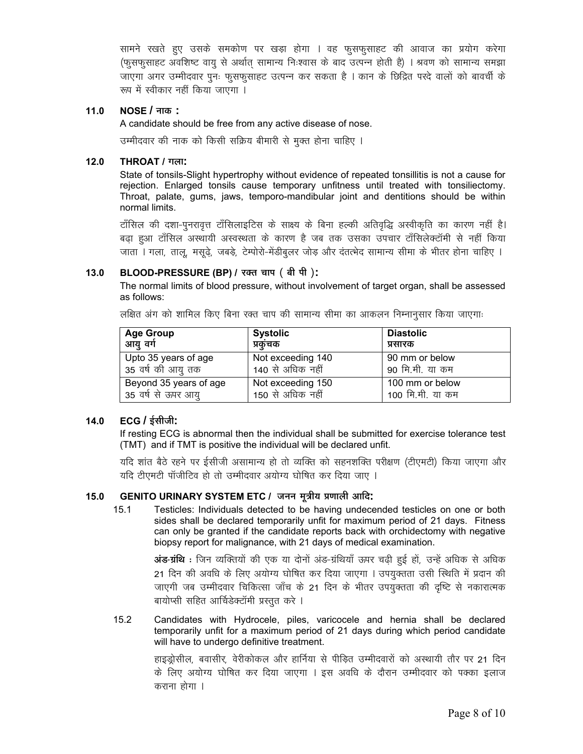सामने रखते हुए उसके समकोण पर खड़ा होगा । वह फुसफुसाहट की आवाज का प्रयोग करेगा (फुसफुसाहट अवशिष्ट वायु से अर्थात् सामान्य निःश्वास के बाद उत्पन्न होती है) । श्रवण को सामान्य समझा जाएगा अगर उम्मीदवार पुनः फुसफुसाहट उत्पन्न कर सकता है । कान के छिद्रित परदे वालों को बावर्ची के रूप में स्वीकार नहीं किया जाएगा ।

## 11.0 NOSE / नाक :

A candidate should be free from any active disease of nose.

उम्मीदवार की नाक को किसी सक्रिय बीमारी से मुक्त होना चाहिए ।

## 12.0 THROAT / गला:

State of tonsils-Slight hypertrophy without evidence of repeated tonsillitis is not a cause for rejection. Enlarged tonsils cause temporary unfitness until treated with tonsiliectomy. Throat, palate, gums, jaws, temporo-mandibular joint and dentitions should be within normal limits.

टॉसिल की दशा-पुनरावृत्त टॉसिलाइटिस के साक्ष्य के बिना हल्की अतिवृद्धि अस्वीकृति का कारण नहीं है। बढ़ा हुआ टॉसिल अस्थायी अस्वस्थता के कारण है जब तक उसका उपचार टॉसिलेक्टॉमी से नहीं किया जाता । गला, तालू, मसूढ़े, जबड़े, टेम्पोरो-मेंडीबुलर जोड़ और दंतभेद सामान्य सीमा के भीतर होना चाहिए ।

## 13.0 BLOOD-PRESSURE (BP) / रक्त चाप ( बी पी ):

The normal limits of blood pressure, without involvement of target organ, shall be assessed as follows:

लक्षित अंग को शामिल किए बिना रक्त चाप की सामान्य सीमा का आकलन निम्नानुसार किया जाएगाः

| Age Group<br>आयु वर्ग | Systolic<br>प्रकुंचक | Diastolic<br>प्रसारक |
|---|---|---|
| Upto 35 years of age<br>35 वर्ष की आयु तक | Not exceeding 140<br>140 से अधिक नहीं | 90 mm or below<br>90 मि.मी. या कम |
| Beyond 35 years of age<br>35 वर्ष से ऊपर आयु | Not exceeding 150<br>150 से अधिक नहीं | 100 mm or below<br>100 मि.मी. या कम |

## 14.0 ECG / ईसीजी:

If resting ECG is abnormal then the individual shall be submitted for exercise tolerance test (TMT) and if TMT is positive the individual will be declared unfit.

यदि शांत बैठे रहने पर ईसीजी असामान्य हो तो व्यक्ति को सहनशक्ति परीक्षण (टीएमटी) किया जाएगा और यदि टीएमटी पॉजीटिव हो तो उम्मीदवार अयोग्य घोषित कर दिया जाए ।

## 15.0 GENITO URINARY SYSTEM ETC / जनन मूत्रीय प्रणाली आदि:

15.1 Testicles: Individuals detected to be having undecended testicles on one or both sides shall be declared temporarily unfit for maximum period of 21 days. Fitness can only be granted if the candidate reports back with orchidectomy with negative biopsy report for malignance, with 21 days of medical examination.

**अंड-ग्रंथि :** जिन व्यक्तियों की एक या दोनों अंड-ग्रंथियाँ ऊपर चढ़ी हुई हों, उन्हें अधिक से अधिक 21 दिन की अवधि के लिए अयोग्य घोषित कर दिया जाएगा । उपयुक्तता उसी स्थिति में प्रदान की जाएगी जब उम्मीदवार चिकित्सा जाँच के 21 दिन के भीतर उपयुक्तता की दृष्टि से नकारात्मक बायोप्सी सहित आर्चिडेक्टॉमी प्रस्तुत करे ।

15.2 Candidates with Hydrocele, piles, varicocele and hernia shall be declared temporarily unfit for a maximum period of 21 days during which period candidate will have to undergo definitive treatment.

हाइड्रोसील, बवासीर, वेरीकोकल और हार्निया से पीड़ित उम्मीदवारों को अस्थायी तौर पर 21 दिन के लिए अयोग्य घोषित कर दिया जाएगा । इस अवधि के दौरान उम्मीदवार को पक्का इलाज कराना होगा ।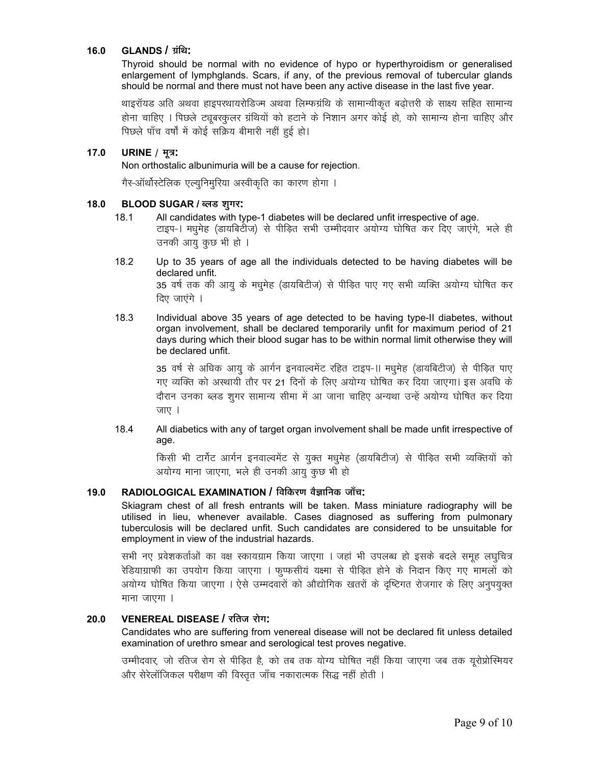## 16.0 GLANDS / ग्रंथि:

Thyroid should be normal with no evidence of hypo or hyperthyroidism or generalised enlargement of lymphglands. Scars, if any, of the previous removal of tubercular glands should be normal and there must not have been any active disease in the last five year.

थाइरॉयड अति अथवा हाइपरथायरोडिज्म अथवा लिम्फग्रंथि के सामान्यीकृत बढ़ोत्तरी के साक्ष्य सहित सामान्य होना चाहिए । पिछले ट्यूबरकुलर ग्रंथियों को हटाने के निशान अगर कोई हो, को सामान्य होना चाहिए और पिछले पाँच वर्षों में कोई सक्रिय बीमारी नहीं हुई हो।

## 17.0 URINE / मूत्र:

Non orthostalic albunimuria will be a cause for rejection.

गैर-ऑर्थोस्टेलिक एल्युनिमुरिया अस्वीकृति का कारण होगा ।

## 18.0 BLOOD SUGAR / ब्लड शुगर:

18.1 All candidates with type-1 diabetes will be declared unfit irrespective of age.
टाइप-। मधुमेह (डायबिटीज) से पीड़ित सभी उम्मीदवार अयोग्य घोषित कर दिए जाएंगे, भले ही उनकी आयु कुछ भी हो ।

18.2 Up to 35 years of age all the individuals detected to be having diabetes will be declared unfit.
35 वर्ष तक की आयु के मधुमेह (डायबिटीज) से पीड़ित पाए गए सभी व्यक्ति अयोग्य घोषित कर दिए जाएंगे ।

18.3 Individual above 35 years of age detected to be having type-II diabetes, without organ involvement, shall be declared temporarily unfit for maximum period of 21 days during which their blood sugar has to be within normal limit otherwise they will be declared unfit.

35 वर्ष से अधिक आयु के आर्गन इनवाल्वमेंट रहित टाइप-II मधुमेह (डायबिटीज) से पीड़ित पाए गए व्यक्ति को अस्थायी तौर पर 21 दिनों के लिए अयोग्य घोषित कर दिया जाएगा। इस अवधि के दौरान उनका ब्लड शुगर सामान्य सीमा में आ जाना चाहिए अन्यथा उन्हें अयोग्य घोषित कर दिया जाए ।

18.4 All diabetics with any of target organ involvement shall be made unfit irrespective of age.

किसी भी टार्गेट आर्गन इनवाल्वमेंट से युक्त मधुमेह (डायबिटीज) से पीड़ित सभी व्यक्तियों को अयोग्य माना जाएगा, भले ही उनकी आयु कुछ भी हो

## 19.0 RADIOLOGICAL EXAMINATION / विकिरण वैज्ञानिक जाँच:

Skiagram chest of all fresh entrants will be taken. Mass miniature radiography will be utilised in lieu, whenever available. Cases diagnosed as suffering from pulmonary tuberculosis will be declared unfit. Such candidates are considered to be unsuitable for employment in view of the industrial hazards.

सभी नए प्रवेशकर्ताओं का वक्ष स्कायग्राम किया जाएगा । जहां भी उपलब्ध हो इसके बदले समूह लघुचित्र रेडियाग्राफी का उपयोग किया जाएगा । फुप्फसीयं यक्ष्मा से पीड़ित होने के निदान किए गए मामलों को अयोग्य घोषित किया जाएगा । ऐसे उम्मदवारों को औद्योगिक खतरों के दृष्टिगत रोजगार के लिए अनुपयुक्त माना जाएगा ।

## 20.0 VENEREAL DISEASE / रतिज रोग:

Candidates who are suffering from venereal disease will not be declared fit unless detailed examination of urethro smear and serological test proves negative.

उम्मीदवार, जो रतिज रोग से पीड़ित है, को तब तक योग्य घोषित नहीं किया जाएगा जब तक यूरोप्रोस्मियर और सेरेलॉजिकल परीक्षण की विस्तृत जाँच नकारात्मक सिद्ध नहीं होती ।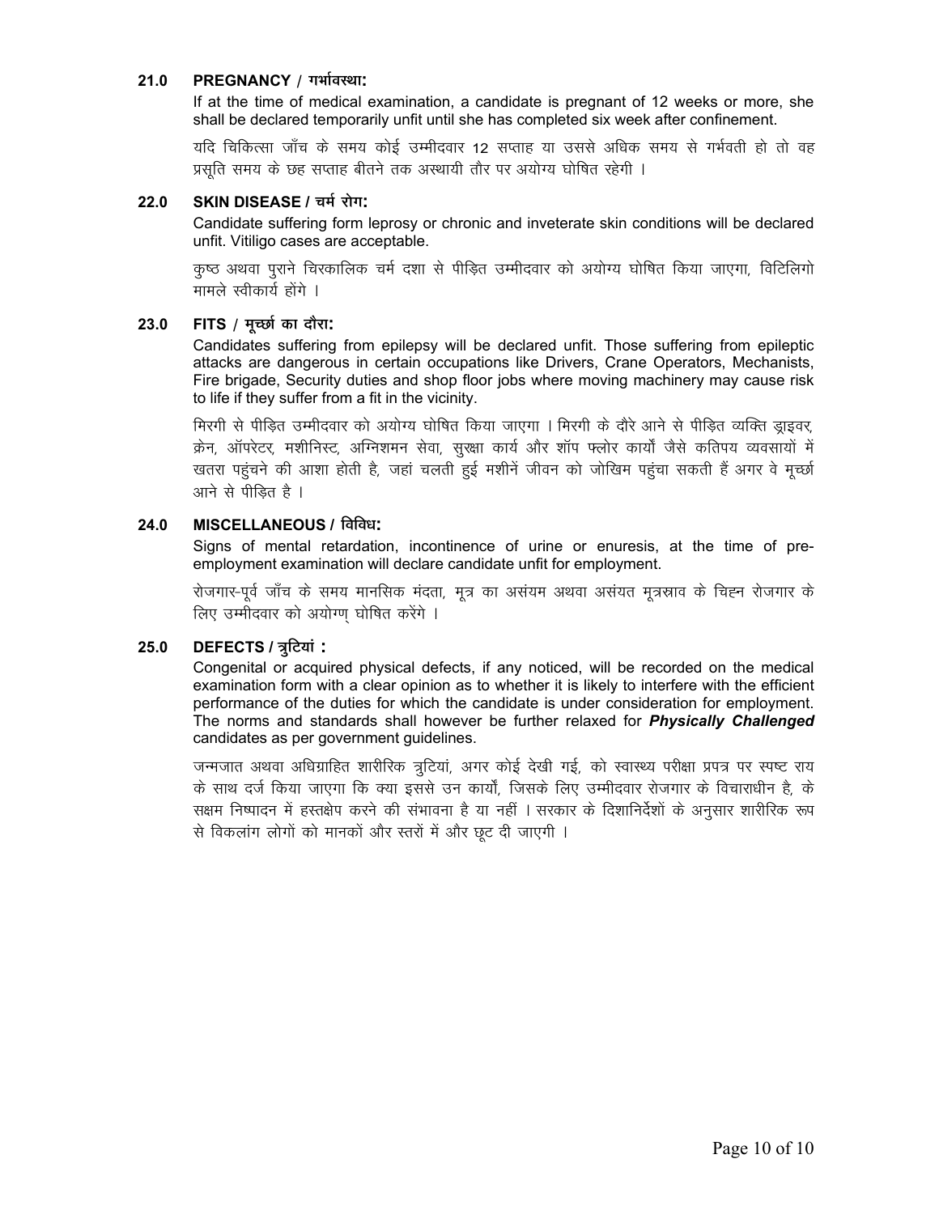### 21.0 PREGNANCY / गर्भावस्था:

If at the time of medical examination, a candidate is pregnant of 12 weeks or more, she shall be declared temporarily unfit until she has completed six week after confinement.

यदि चिकित्सा जाँच के समय कोई उम्मीदवार 12 सप्ताह या उससे अधिक समय से गर्भवती हो तो वह प्रसूति समय के छह सप्ताह बीतने तक अस्थायी तौर पर अयोग्य घोषित रहेगी ।

### 22.0 SKIN DISEASE / चर्म रोग:

Candidate suffering form leprosy or chronic and inveterate skin conditions will be declared unfit. Vitiligo cases are acceptable.

कुष्ठ अथवा पुराने चिरकालिक चर्म दशा से पीड़ित उम्मीदवार को अयोग्य घोषित किया जाएगा, विटिलिगो मामले स्वीकार्य होंगे ।

### 23.0 FITS / मूर्च्छा का दौरा:

Candidates suffering from epilepsy will be declared unfit. Those suffering from epileptic attacks are dangerous in certain occupations like Drivers, Crane Operators, Mechanists, Fire brigade, Security duties and shop floor jobs where moving machinery may cause risk to life if they suffer from a fit in the vicinity.

मिरगी से पीड़ित उम्मीदवार को अयोग्य घोषित किया जाएगा । मिरगी के दौरे आने से पीड़ित व्यक्ति ड्राइवर, क्रेन, ऑपरेटर, मशीनिस्ट, अग्निशमन सेवा, सुरक्षा कार्य और शॉप फ्लोर कार्यों जैसे कतिपय व्यवसायों में खतरा पहुंचने की आशा होती है, जहां चलती हुई मशीनें जीवन को जोखिम पहुंचा सकती हैं अगर वे मूर्च्छा आने से पीड़ित है ।

### 24.0 MISCELLANEOUS / विविध:

Signs of mental retardation, incontinence of urine or enuresis, at the time of pre-employment examination will declare candidate unfit for employment.

रोजगार-पूर्व जाँच के समय मानसिक मंदता, मूत्र का असंयम अथवा असंयत मूत्रस्राव के चिह्न रोजगार के लिए उम्मीदवार को अयोग्ण् घोषित करेंगे ।

### 25.0 DEFECTS / त्रुटियां :

Congenital or acquired physical defects, if any noticed, will be recorded on the medical examination form with a clear opinion as to whether it is likely to interfere with the efficient performance of the duties for which the candidate is under consideration for employment. The norms and standards shall however be further relaxed for ***Physically Challenged*** candidates as per government guidelines.

जन्मजात अथवा अधिग्राहित शारीरिक त्रुटियां, अगर कोई देखी गई, को स्वास्थ्य परीक्षा प्रपत्र पर स्पष्ट राय के साथ दर्ज किया जाएगा कि क्या इससे उन कार्यों, जिसके लिए उम्मीदवार रोजगार के विचाराधीन है, के सक्षम निष्पादन में हस्तक्षेप करने की संभावना है या नहीं । सरकार के दिशानिर्देशों के अनुसार शारीरिक रूप से विकलांग लोगों को मानकों और स्तरों में और छूट दी जाएगी ।